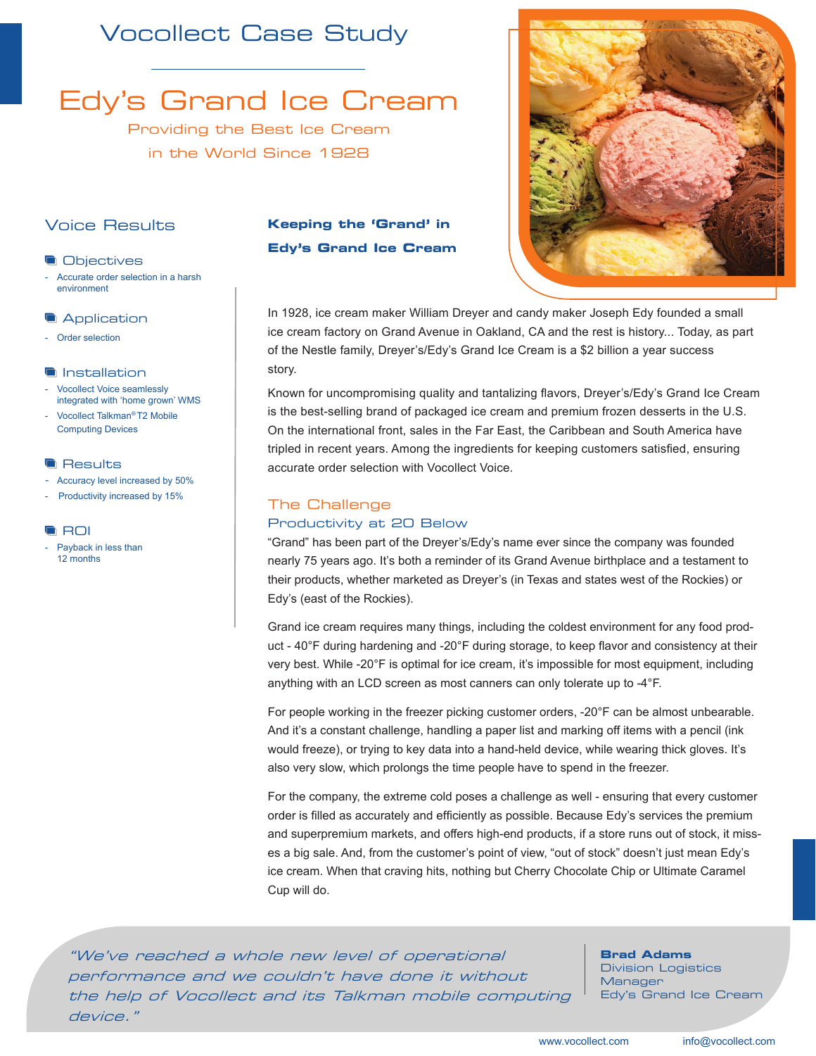# Vocollect Case Study

# Edy's Grand Ice Cream

Providing the Best Ice Cream in the World Since 1928

## Voice Results

### Objectives

- Accurate order selection in a harsh environment

### Application

- Order selection

### Installation

- Vocollect Voice seamlessly integrated with 'home grown' WMS
- Vocollect Talkman® T2 Mobile Computing Devices

### Results

- Accuracy level increased by 50%
- Productivity increased by 15%

### ROI

- Payback in less than 12 months

## Keeping the 'Grand' in Edy's Grand Ice Cream

In 1928, ice cream maker William Dreyer and candy maker Joseph Edy founded a small ice cream factory on Grand Avenue in Oakland, CA and the rest is history... Today, as part of the Nestle family, Dreyer's/Edy's Grand Ice Cream is a $2 billion a year success story.

Known for uncompromising quality and tantalizing flavors, Dreyer's/Edy's Grand Ice Cream is the best-selling brand of packaged ice cream and premium frozen desserts in the U.S. On the international front, sales in the Far East, the Caribbean and South America have tripled in recent years. Among the ingredients for keeping customers satisfied, ensuring accurate order selection with Vocollect Voice.

## The Challenge

### Productivity at 20 Below

"Grand" has been part of the Dreyer's/Edy's name ever since the company was founded nearly 75 years ago. It's both a reminder of its Grand Avenue birthplace and a testament to their products, whether marketed as Dreyer's (in Texas and states west of the Rockies) or Edy's (east of the Rockies).

Grand ice cream requires many things, including the coldest environment for any food product - 40°F during hardening and -20°F during storage, to keep flavor and consistency at their very best. While -20°F is optimal for ice cream, it's impossible for most equipment, including anything with an LCD screen as most canners can only tolerate up to -4°F.

For people working in the freezer picking customer orders, -20°F can be almost unbearable. And it's a constant challenge, handling a paper list and marking off items with a pencil (ink would freeze), or trying to key data into a hand-held device, while wearing thick gloves. It's also very slow, which prolongs the time people have to spend in the freezer.

For the company, the extreme cold poses a challenge as well - ensuring that every customer order is filled as accurately and efficiently as possible. Because Edy's services the premium and superpremium markets, and offers high-end products, if a store runs out of stock, it misses a big sale. And, from the customer's point of view, "out of stock" doesn't just mean Edy's ice cream. When that craving hits, nothing but Cherry Chocolate Chip or Ultimate Caramel Cup will do.

> *"We've reached a whole new level of operational performance and we couldn't have done it without the help of Vocollect and its Talkman mobile computing device."*
>
> **Brad Adams**
> Division Logistics Manager
> Edy's Grand Ice Cream

www.vocollect.com info@vocollect.com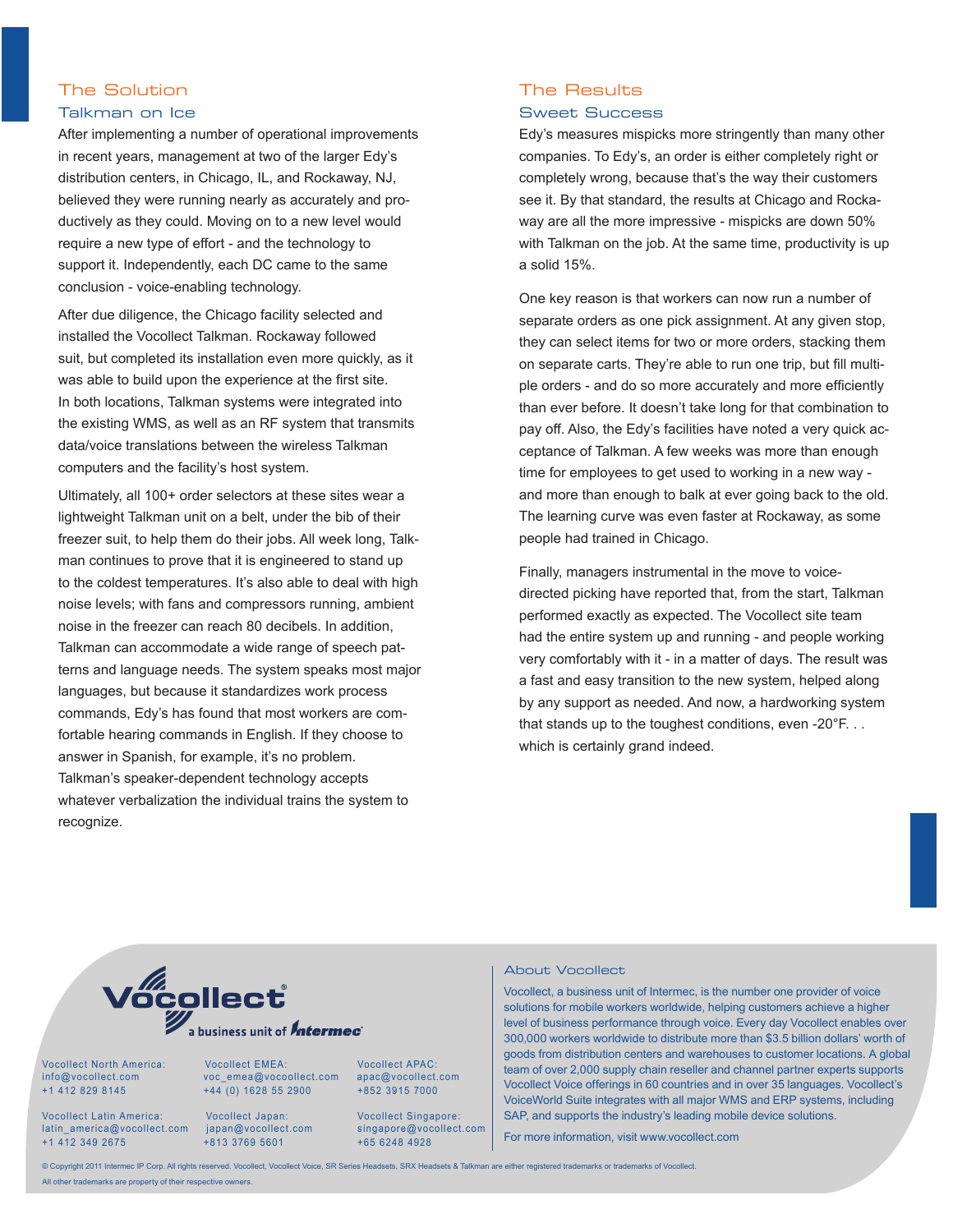## The Solution

### Talkman on Ice

After implementing a number of operational improvements in recent years, management at two of the larger Edy's distribution centers, in Chicago, IL, and Rockaway, NJ, believed they were running nearly as accurately and productively as they could. Moving on to a new level would require a new type of effort - and the technology to support it. Independently, each DC came to the same conclusion - voice-enabling technology.

After due diligence, the Chicago facility selected and installed the Vocollect Talkman. Rockaway followed suit, but completed its installation even more quickly, as it was able to build upon the experience at the first site. In both locations, Talkman systems were integrated into the existing WMS, as well as an RF system that transmits data/voice translations between the wireless Talkman computers and the facility's host system.

Ultimately, all 100+ order selectors at these sites wear a lightweight Talkman unit on a belt, under the bib of their freezer suit, to help them do their jobs. All week long, Talkman continues to prove that it is engineered to stand up to the coldest temperatures. It's also able to deal with high noise levels; with fans and compressors running, ambient noise in the freezer can reach 80 decibels. In addition, Talkman can accommodate a wide range of speech patterns and language needs. The system speaks most major languages, but because it standardizes work process commands, Edy's has found that most workers are comfortable hearing commands in English. If they choose to answer in Spanish, for example, it's no problem. Talkman's speaker-dependent technology accepts whatever verbalization the individual trains the system to recognize.

## The Results

### Sweet Success

Edy's measures mispicks more stringently than many other companies. To Edy's, an order is either completely right or completely wrong, because that's the way their customers see it. By that standard, the results at Chicago and Rockaway are all the more impressive - mispicks are down 50% with Talkman on the job. At the same time, productivity is up a solid 15%.

One key reason is that workers can now run a number of separate orders as one pick assignment. At any given stop, they can select items for two or more orders, stacking them on separate carts. They're able to run one trip, but fill multiple orders - and do so more accurately and more efficiently than ever before. It doesn't take long for that combination to pay off. Also, the Edy's facilities have noted a very quick acceptance of Talkman. A few weeks was more than enough time for employees to get used to working in a new way - and more than enough to balk at ever going back to the old. The learning curve was even faster at Rockaway, as some people had trained in Chicago.

Finally, managers instrumental in the move to voice-directed picking have reported that, from the start, Talkman performed exactly as expected. The Vocollect site team had the entire system up and running - and people working very comfortably with it - in a matter of days. The result was a fast and easy transition to the new system, helped along by any support as needed. And now, a hardworking system that stands up to the toughest conditions, even -20°F. . . which is certainly grand indeed.

Vocollect® a business unit of Intermec®

Vocollect North America:
info@vocollect.com
+1 412 829 8145

Vocollect EMEA:
voc_emea@vocoollect.com
+44 (0) 1628 55 2900

Vocollect APAC:
apac@vocollect.com
+852 3915 7000

Vocollect Latin America:
latin_america@vocollect.com
+1 412 349 2675

Vocollect Japan:
japan@vocollect.com
+813 3769 5601

Vocollect Singapore:
singapore@vocollect.com
+65 6248 4928

### About Vocollect

Vocollect, a business unit of Intermec, is the number one provider of voice solutions for mobile workers worldwide, helping customers achieve a higher level of business performance through voice. Every day Vocollect enables over 300,000 workers worldwide to distribute more than $3.5 billion dollars' worth of goods from distribution centers and warehouses to customer locations. A global team of over 2,000 supply chain reseller and channel partner experts supports Vocollect Voice offerings in 60 countries and in over 35 languages. Vocollect's VoiceWorld Suite integrates with all major WMS and ERP systems, including SAP, and supports the industry's leading mobile device solutions.

For more information, visit www.vocollect.com

© Copyright 2011 Intermec IP Corp. All rights reserved. Vocollect, Vocollect Voice, SR Series Headsets, SRX Headsets & Talkman are either registered trademarks or trademarks of Vocollect. All other trademarks are property of their respective owners.